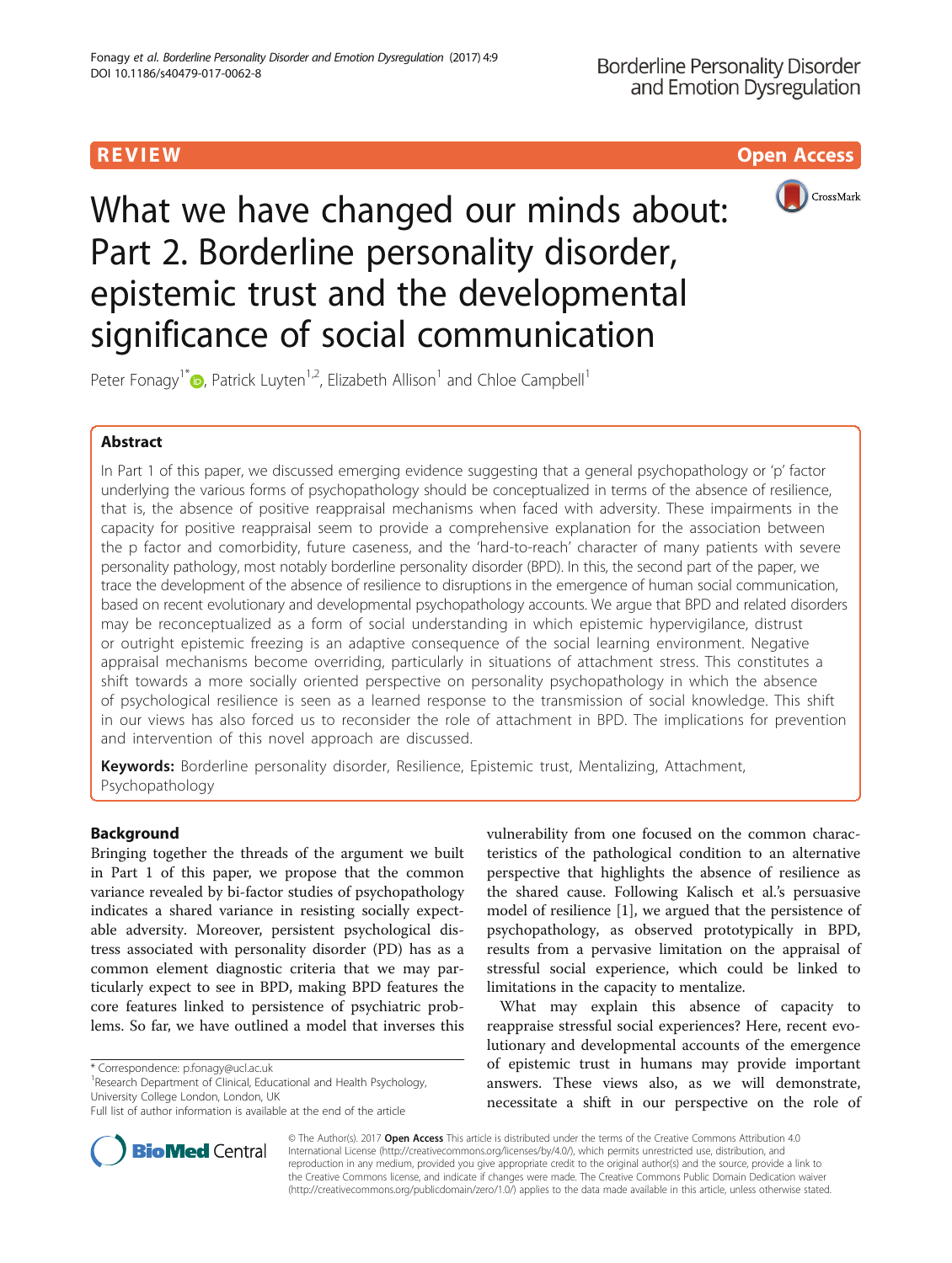REVIEW

Open Access

# What we have changed our minds about: Part 2. Borderline personality disorder, epistemic trust and the developmental significance of social communication

Peter Fonagy[1*], Patrick Luyten[1,2], Elizabeth Allison[1] and Chloe Campbell[1]

## Abstract

In Part 1 of this paper, we discussed emerging evidence suggesting that a general psychopathology or 'p' factor underlying the various forms of psychopathology should be conceptualized in terms of the absence of resilience, that is, the absence of positive reappraisal mechanisms when faced with adversity. These impairments in the capacity for positive reappraisal seem to provide a comprehensive explanation for the association between the p factor and comorbidity, future caseness, and the 'hard-to-reach' character of many patients with severe personality pathology, most notably borderline personality disorder (BPD). In this, the second part of the paper, we trace the development of the absence of resilience to disruptions in the emergence of human social communication, based on recent evolutionary and developmental psychopathology accounts. We argue that BPD and related disorders may be reconceptualized as a form of social understanding in which epistemic hypervigilance, distrust or outright epistemic freezing is an adaptive consequence of the social learning environment. Negative appraisal mechanisms become overriding, particularly in situations of attachment stress. This constitutes a shift towards a more socially oriented perspective on personality psychopathology in which the absence of psychological resilience is seen as a learned response to the transmission of social knowledge. This shift in our views has also forced us to reconsider the role of attachment in BPD. The implications for prevention and intervention of this novel approach are discussed.

**Keywords:** Borderline personality disorder, Resilience, Epistemic trust, Mentalizing, Attachment, Psychopathology

## Background

Bringing together the threads of the argument we built in Part 1 of this paper, we propose that the common variance revealed by bi-factor studies of psychopathology indicates a shared variance in resisting socially expectable adversity. Moreover, persistent psychological distress associated with personality disorder (PD) has as a common element diagnostic criteria that we may particularly expect to see in BPD, making BPD features the core features linked to persistence of psychiatric problems. So far, we have outlined a model that inverses this vulnerability from one focused on the common characteristics of the pathological condition to an alternative perspective that highlights the absence of resilience as the shared cause. Following Kalisch et al.'s persuasive model of resilience [1], we argued that the persistence of psychopathology, as observed prototypically in BPD, results from a pervasive limitation on the appraisal of stressful social experience, which could be linked to limitations in the capacity to mentalize.

What may explain this absence of capacity to reappraise stressful social experiences? Here, recent evolutionary and developmental accounts of the emergence of epistemic trust in humans may provide important answers. These views also, as we will demonstrate, necessitate a shift in our perspective on the role of

\* Correspondence: p.fonagy@ucl.ac.uk
[1]Research Department of Clinical, Educational and Health Psychology, University College London, London, UK
Full list of author information is available at the end of the article

© The Author(s). 2017 **Open Access** This article is distributed under the terms of the Creative Commons Attribution 4.0 International License (http://creativecommons.org/licenses/by/4.0/), which permits unrestricted use, distribution, and reproduction in any medium, provided you give appropriate credit to the original author(s) and the source, provide a link to the Creative Commons license, and indicate if changes were made. The Creative Commons Public Domain Dedication waiver (http://creativecommons.org/publicdomain/zero/1.0/) applies to the data made available in this article, unless otherwise stated.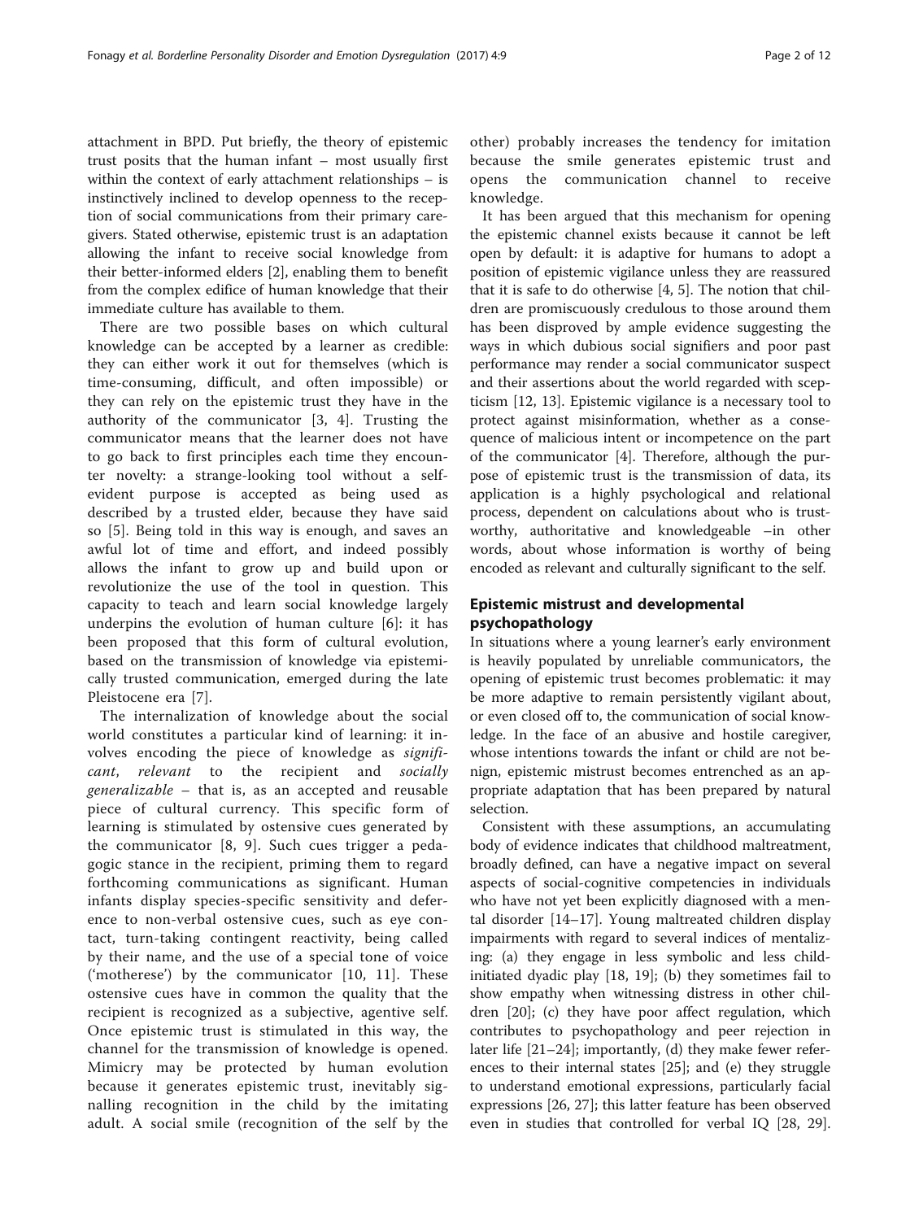attachment in BPD. Put briefly, the theory of epistemic trust posits that the human infant – most usually first within the context of early attachment relationships – is instinctively inclined to develop openness to the reception of social communications from their primary caregivers. Stated otherwise, epistemic trust is an adaptation allowing the infant to receive social knowledge from their better-informed elders [2], enabling them to benefit from the complex edifice of human knowledge that their immediate culture has available to them.

There are two possible bases on which cultural knowledge can be accepted by a learner as credible: they can either work it out for themselves (which is time-consuming, difficult, and often impossible) or they can rely on the epistemic trust they have in the authority of the communicator [3, 4]. Trusting the communicator means that the learner does not have to go back to first principles each time they encounter novelty: a strange-looking tool without a self-evident purpose is accepted as being used as described by a trusted elder, because they have said so [5]. Being told in this way is enough, and saves an awful lot of time and effort, and indeed possibly allows the infant to grow up and build upon or revolutionize the use of the tool in question. This capacity to teach and learn social knowledge largely underpins the evolution of human culture [6]: it has been proposed that this form of cultural evolution, based on the transmission of knowledge via epistemically trusted communication, emerged during the late Pleistocene era [7].

The internalization of knowledge about the social world constitutes a particular kind of learning: it involves encoding the piece of knowledge as *significant*, *relevant* to the recipient and *socially generalizable* – that is, as an accepted and reusable piece of cultural currency. This specific form of learning is stimulated by ostensive cues generated by the communicator [8, 9]. Such cues trigger a pedagogic stance in the recipient, priming them to regard forthcoming communications as significant. Human infants display species-specific sensitivity and deference to non-verbal ostensive cues, such as eye contact, turn-taking contingent reactivity, being called by their name, and the use of a special tone of voice ('motherese') by the communicator [10, 11]. These ostensive cues have in common the quality that the recipient is recognized as a subjective, agentive self. Once epistemic trust is stimulated in this way, the channel for the transmission of knowledge is opened. Mimicry may be protected by human evolution because it generates epistemic trust, inevitably signalling recognition in the child by the imitating adult. A social smile (recognition of the self by the other) probably increases the tendency for imitation because the smile generates epistemic trust and opens the communication channel to receive knowledge.

It has been argued that this mechanism for opening the epistemic channel exists because it cannot be left open by default: it is adaptive for humans to adopt a position of epistemic vigilance unless they are reassured that it is safe to do otherwise [4, 5]. The notion that children are promiscuously credulous to those around them has been disproved by ample evidence suggesting the ways in which dubious social signifiers and poor past performance may render a social communicator suspect and their assertions about the world regarded with scepticism [12, 13]. Epistemic vigilance is a necessary tool to protect against misinformation, whether as a consequence of malicious intent or incompetence on the part of the communicator [4]. Therefore, although the purpose of epistemic trust is the transmission of data, its application is a highly psychological and relational process, dependent on calculations about who is trustworthy, authoritative and knowledgeable –in other words, about whose information is worthy of being encoded as relevant and culturally significant to the self.

## Epistemic mistrust and developmental psychopathology

In situations where a young learner's early environment is heavily populated by unreliable communicators, the opening of epistemic trust becomes problematic: it may be more adaptive to remain persistently vigilant about, or even closed off to, the communication of social knowledge. In the face of an abusive and hostile caregiver, whose intentions towards the infant or child are not benign, epistemic mistrust becomes entrenched as an appropriate adaptation that has been prepared by natural selection.

Consistent with these assumptions, an accumulating body of evidence indicates that childhood maltreatment, broadly defined, can have a negative impact on several aspects of social-cognitive competencies in individuals who have not yet been explicitly diagnosed with a mental disorder [14–17]. Young maltreated children display impairments with regard to several indices of mentalizing: (a) they engage in less symbolic and less child-initiated dyadic play [18, 19]; (b) they sometimes fail to show empathy when witnessing distress in other children [20]; (c) they have poor affect regulation, which contributes to psychopathology and peer rejection in later life [21–24]; importantly, (d) they make fewer references to their internal states [25]; and (e) they struggle to understand emotional expressions, particularly facial expressions [26, 27]; this latter feature has been observed even in studies that controlled for verbal IQ [28, 29].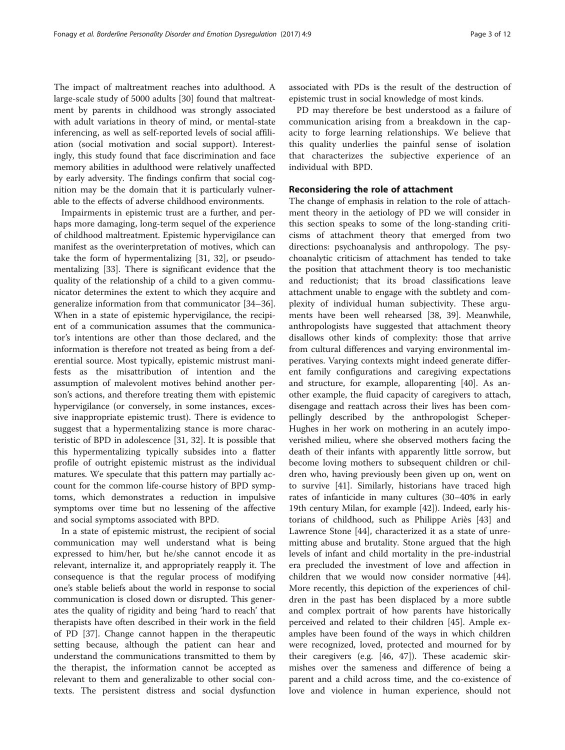The impact of maltreatment reaches into adulthood. A large-scale study of 5000 adults [30] found that maltreatment by parents in childhood was strongly associated with adult variations in theory of mind, or mental-state inferencing, as well as self-reported levels of social affiliation (social motivation and social support). Interestingly, this study found that face discrimination and face memory abilities in adulthood were relatively unaffected by early adversity. The findings confirm that social cognition may be the domain that it is particularly vulnerable to the effects of adverse childhood environments.

Impairments in epistemic trust are a further, and perhaps more damaging, long-term sequel of the experience of childhood maltreatment. Epistemic hypervigilance can manifest as the overinterpretation of motives, which can take the form of hypermentalizing [31, 32], or pseudomentalizing [33]. There is significant evidence that the quality of the relationship of a child to a given communicator determines the extent to which they acquire and generalize information from that communicator [34–36]. When in a state of epistemic hypervigilance, the recipient of a communication assumes that the communicator's intentions are other than those declared, and the information is therefore not treated as being from a deferential source. Most typically, epistemic mistrust manifests as the misattribution of intention and the assumption of malevolent motives behind another person's actions, and therefore treating them with epistemic hypervigilance (or conversely, in some instances, excessive inappropriate epistemic trust). There is evidence to suggest that a hypermentalizing stance is more characteristic of BPD in adolescence [31, 32]. It is possible that this hypermentalizing typically subsides into a flatter profile of outright epistemic mistrust as the individual matures. We speculate that this pattern may partially account for the common life-course history of BPD symptoms, which demonstrates a reduction in impulsive symptoms over time but no lessening of the affective and social symptoms associated with BPD.

In a state of epistemic mistrust, the recipient of social communication may well understand what is being expressed to him/her, but he/she cannot encode it as relevant, internalize it, and appropriately reapply it. The consequence is that the regular process of modifying one's stable beliefs about the world in response to social communication is closed down or disrupted. This generates the quality of rigidity and being 'hard to reach' that therapists have often described in their work in the field of PD [37]. Change cannot happen in the therapeutic setting because, although the patient can hear and understand the communications transmitted to them by the therapist, the information cannot be accepted as relevant to them and generalizable to other social contexts. The persistent distress and social dysfunction associated with PDs is the result of the destruction of epistemic trust in social knowledge of most kinds.

PD may therefore be best understood as a failure of communication arising from a breakdown in the capacity to forge learning relationships. We believe that this quality underlies the painful sense of isolation that characterizes the subjective experience of an individual with BPD.

## Reconsidering the role of attachment

The change of emphasis in relation to the role of attachment theory in the aetiology of PD we will consider in this section speaks to some of the long-standing criticisms of attachment theory that emerged from two directions: psychoanalysis and anthropology. The psychoanalytic criticism of attachment has tended to take the position that attachment theory is too mechanistic and reductionist; that its broad classifications leave attachment unable to engage with the subtlety and complexity of individual human subjectivity. These arguments have been well rehearsed [38, 39]. Meanwhile, anthropologists have suggested that attachment theory disallows other kinds of complexity: those that arrive from cultural differences and varying environmental imperatives. Varying contexts might indeed generate different family configurations and caregiving expectations and structure, for example, alloparenting [40]. As another example, the fluid capacity of caregivers to attach, disengage and reattach across their lives has been compellingly described by the anthropologist Scheper-Hughes in her work on mothering in an acutely impoverished milieu, where she observed mothers facing the death of their infants with apparently little sorrow, but become loving mothers to subsequent children or children who, having previously been given up on, went on to survive [41]. Similarly, historians have traced high rates of infanticide in many cultures (30–40% in early 19th century Milan, for example [42]). Indeed, early historians of childhood, such as Philippe Ariès [43] and Lawrence Stone [44], characterized it as a state of unremitting abuse and brutality. Stone argued that the high levels of infant and child mortality in the pre-industrial era precluded the investment of love and affection in children that we would now consider normative [44]. More recently, this depiction of the experiences of children in the past has been displaced by a more subtle and complex portrait of how parents have historically perceived and related to their children [45]. Ample examples have been found of the ways in which children were recognized, loved, protected and mourned for by their caregivers (e.g. [46, 47]). These academic skirmishes over the sameness and difference of being a parent and a child across time, and the co-existence of love and violence in human experience, should not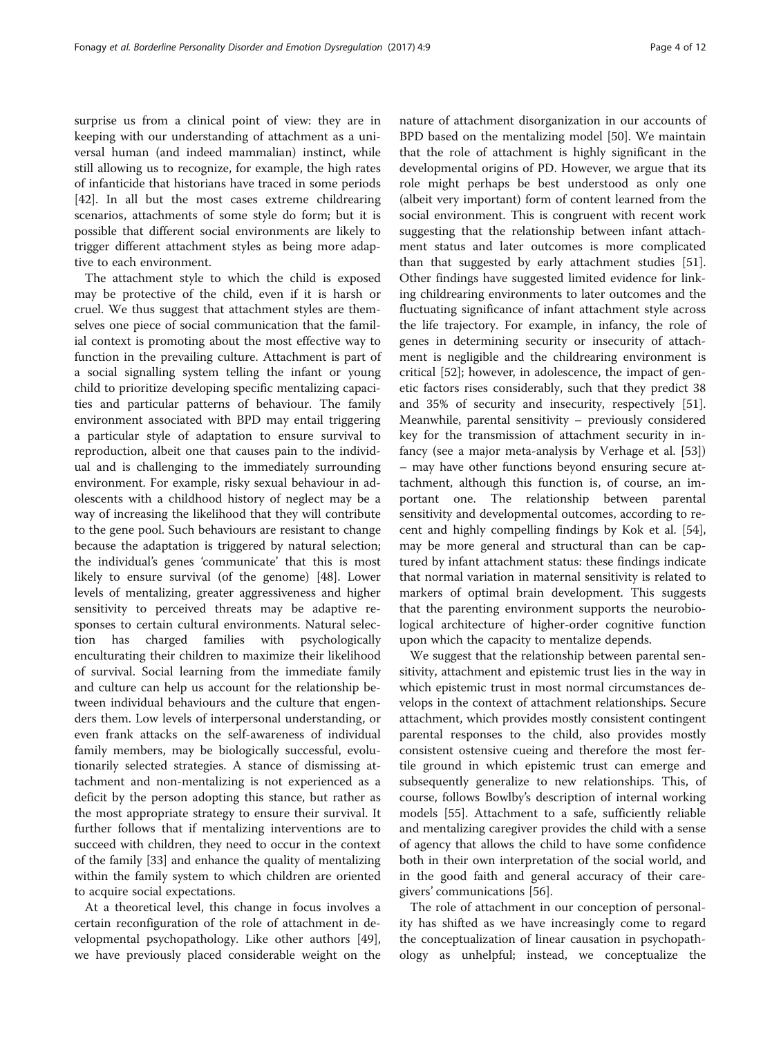surprise us from a clinical point of view: they are in keeping with our understanding of attachment as a universal human (and indeed mammalian) instinct, while still allowing us to recognize, for example, the high rates of infanticide that historians have traced in some periods [42]. In all but the most cases extreme childrearing scenarios, attachments of some style do form; but it is possible that different social environments are likely to trigger different attachment styles as being more adaptive to each environment.

The attachment style to which the child is exposed may be protective of the child, even if it is harsh or cruel. We thus suggest that attachment styles are themselves one piece of social communication that the familial context is promoting about the most effective way to function in the prevailing culture. Attachment is part of a social signalling system telling the infant or young child to prioritize developing specific mentalizing capacities and particular patterns of behaviour. The family environment associated with BPD may entail triggering a particular style of adaptation to ensure survival to reproduction, albeit one that causes pain to the individual and is challenging to the immediately surrounding environment. For example, risky sexual behaviour in adolescents with a childhood history of neglect may be a way of increasing the likelihood that they will contribute to the gene pool. Such behaviours are resistant to change because the adaptation is triggered by natural selection; the individual's genes 'communicate' that this is most likely to ensure survival (of the genome) [48]. Lower levels of mentalizing, greater aggressiveness and higher sensitivity to perceived threats may be adaptive responses to certain cultural environments. Natural selection has charged families with psychologically enculturating their children to maximize their likelihood of survival. Social learning from the immediate family and culture can help us account for the relationship between individual behaviours and the culture that engenders them. Low levels of interpersonal understanding, or even frank attacks on the self-awareness of individual family members, may be biologically successful, evolutionarily selected strategies. A stance of dismissing attachment and non-mentalizing is not experienced as a deficit by the person adopting this stance, but rather as the most appropriate strategy to ensure their survival. It further follows that if mentalizing interventions are to succeed with children, they need to occur in the context of the family [33] and enhance the quality of mentalizing within the family system to which children are oriented to acquire social expectations.

At a theoretical level, this change in focus involves a certain reconfiguration of the role of attachment in developmental psychopathology. Like other authors [49], we have previously placed considerable weight on the nature of attachment disorganization in our accounts of BPD based on the mentalizing model [50]. We maintain that the role of attachment is highly significant in the developmental origins of PD. However, we argue that its role might perhaps be best understood as only one (albeit very important) form of content learned from the social environment. This is congruent with recent work suggesting that the relationship between infant attachment status and later outcomes is more complicated than that suggested by early attachment studies [51]. Other findings have suggested limited evidence for linking childrearing environments to later outcomes and the fluctuating significance of infant attachment style across the life trajectory. For example, in infancy, the role of genes in determining security or insecurity of attachment is negligible and the childrearing environment is critical [52]; however, in adolescence, the impact of genetic factors rises considerably, such that they predict 38 and 35% of security and insecurity, respectively [51]. Meanwhile, parental sensitivity – previously considered key for the transmission of attachment security in infancy (see a major meta-analysis by Verhage et al. [53]) – may have other functions beyond ensuring secure attachment, although this function is, of course, an important one. The relationship between parental sensitivity and developmental outcomes, according to recent and highly compelling findings by Kok et al. [54], may be more general and structural than can be captured by infant attachment status: these findings indicate that normal variation in maternal sensitivity is related to markers of optimal brain development. This suggests that the parenting environment supports the neurobiological architecture of higher-order cognitive function upon which the capacity to mentalize depends.

We suggest that the relationship between parental sensitivity, attachment and epistemic trust lies in the way in which epistemic trust in most normal circumstances develops in the context of attachment relationships. Secure attachment, which provides mostly consistent contingent parental responses to the child, also provides mostly consistent ostensive cueing and therefore the most fertile ground in which epistemic trust can emerge and subsequently generalize to new relationships. This, of course, follows Bowlby's description of internal working models [55]. Attachment to a safe, sufficiently reliable and mentalizing caregiver provides the child with a sense of agency that allows the child to have some confidence both in their own interpretation of the social world, and in the good faith and general accuracy of their caregivers' communications [56].

The role of attachment in our conception of personality has shifted as we have increasingly come to regard the conceptualization of linear causation in psychopathology as unhelpful; instead, we conceptualize the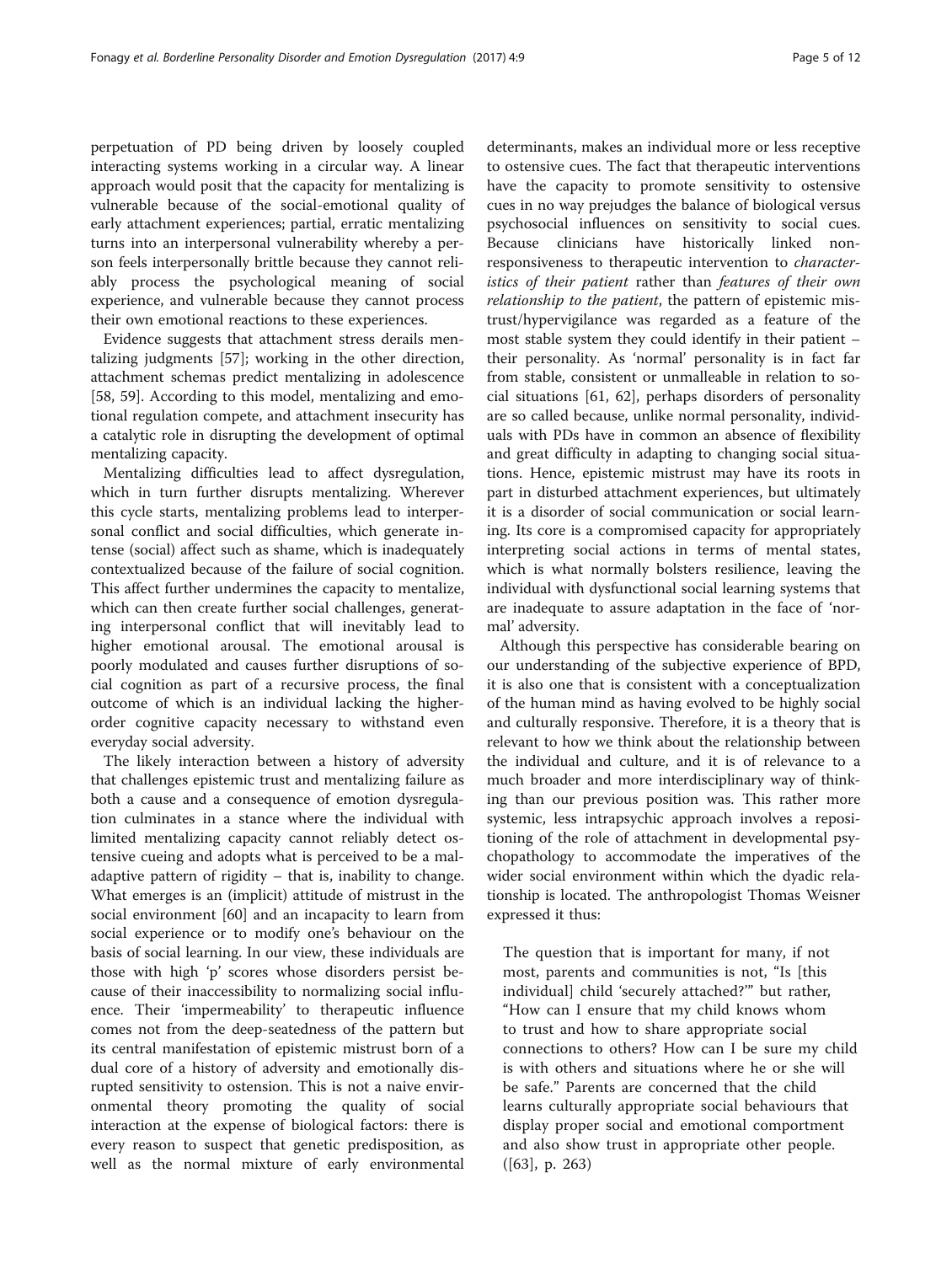perpetuation of PD being driven by loosely coupled interacting systems working in a circular way. A linear approach would posit that the capacity for mentalizing is vulnerable because of the social-emotional quality of early attachment experiences; partial, erratic mentalizing turns into an interpersonal vulnerability whereby a person feels interpersonally brittle because they cannot reliably process the psychological meaning of social experience, and vulnerable because they cannot process their own emotional reactions to these experiences.

Evidence suggests that attachment stress derails mentalizing judgments [57]; working in the other direction, attachment schemas predict mentalizing in adolescence [58, 59]. According to this model, mentalizing and emotional regulation compete, and attachment insecurity has a catalytic role in disrupting the development of optimal mentalizing capacity.

Mentalizing difficulties lead to affect dysregulation, which in turn further disrupts mentalizing. Wherever this cycle starts, mentalizing problems lead to interpersonal conflict and social difficulties, which generate intense (social) affect such as shame, which is inadequately contextualized because of the failure of social cognition. This affect further undermines the capacity to mentalize, which can then create further social challenges, generating interpersonal conflict that will inevitably lead to higher emotional arousal. The emotional arousal is poorly modulated and causes further disruptions of social cognition as part of a recursive process, the final outcome of which is an individual lacking the higher-order cognitive capacity necessary to withstand even everyday social adversity.

The likely interaction between a history of adversity that challenges epistemic trust and mentalizing failure as both a cause and a consequence of emotion dysregulation culminates in a stance where the individual with limited mentalizing capacity cannot reliably detect ostensive cueing and adopts what is perceived to be a maladaptive pattern of rigidity – that is, inability to change. What emerges is an (implicit) attitude of mistrust in the social environment [60] and an incapacity to learn from social experience or to modify one's behaviour on the basis of social learning. In our view, these individuals are those with high 'p' scores whose disorders persist because of their inaccessibility to normalizing social influence. Their 'impermeability' to therapeutic influence comes not from the deep-seatedness of the pattern but its central manifestation of epistemic mistrust born of a dual core of a history of adversity and emotionally disrupted sensitivity to ostension. This is not a naive environmental theory promoting the quality of social interaction at the expense of biological factors: there is every reason to suspect that genetic predisposition, as well as the normal mixture of early environmental determinants, makes an individual more or less receptive to ostensive cues. The fact that therapeutic interventions have the capacity to promote sensitivity to ostensive cues in no way prejudges the balance of biological versus psychosocial influences on sensitivity to social cues. Because clinicians have historically linked non-responsiveness to therapeutic intervention to *characteristics of their patient* rather than *features of their own relationship to the patient*, the pattern of epistemic mistrust/hypervigilance was regarded as a feature of the most stable system they could identify in their patient – their personality. As 'normal' personality is in fact far from stable, consistent or unmalleable in relation to social situations [61, 62], perhaps disorders of personality are so called because, unlike normal personality, individuals with PDs have in common an absence of flexibility and great difficulty in adapting to changing social situations. Hence, epistemic mistrust may have its roots in part in disturbed attachment experiences, but ultimately it is a disorder of social communication or social learning. Its core is a compromised capacity for appropriately interpreting social actions in terms of mental states, which is what normally bolsters resilience, leaving the individual with dysfunctional social learning systems that are inadequate to assure adaptation in the face of 'normal' adversity.

Although this perspective has considerable bearing on our understanding of the subjective experience of BPD, it is also one that is consistent with a conceptualization of the human mind as having evolved to be highly social and culturally responsive. Therefore, it is a theory that is relevant to how we think about the relationship between the individual and culture, and it is of relevance to a much broader and more interdisciplinary way of thinking than our previous position was. This rather more systemic, less intrapsychic approach involves a repositioning of the role of attachment in developmental psychopathology to accommodate the imperatives of the wider social environment within which the dyadic relationship is located. The anthropologist Thomas Weisner expressed it thus:

> The question that is important for many, if not most, parents and communities is not, "Is [this individual] child 'securely attached?'" but rather, "How can I ensure that my child knows whom to trust and how to share appropriate social connections to others? How can I be sure my child is with others and situations where he or she will be safe." Parents are concerned that the child learns culturally appropriate social behaviours that display proper social and emotional comportment and also show trust in appropriate other people. ([63], p. 263)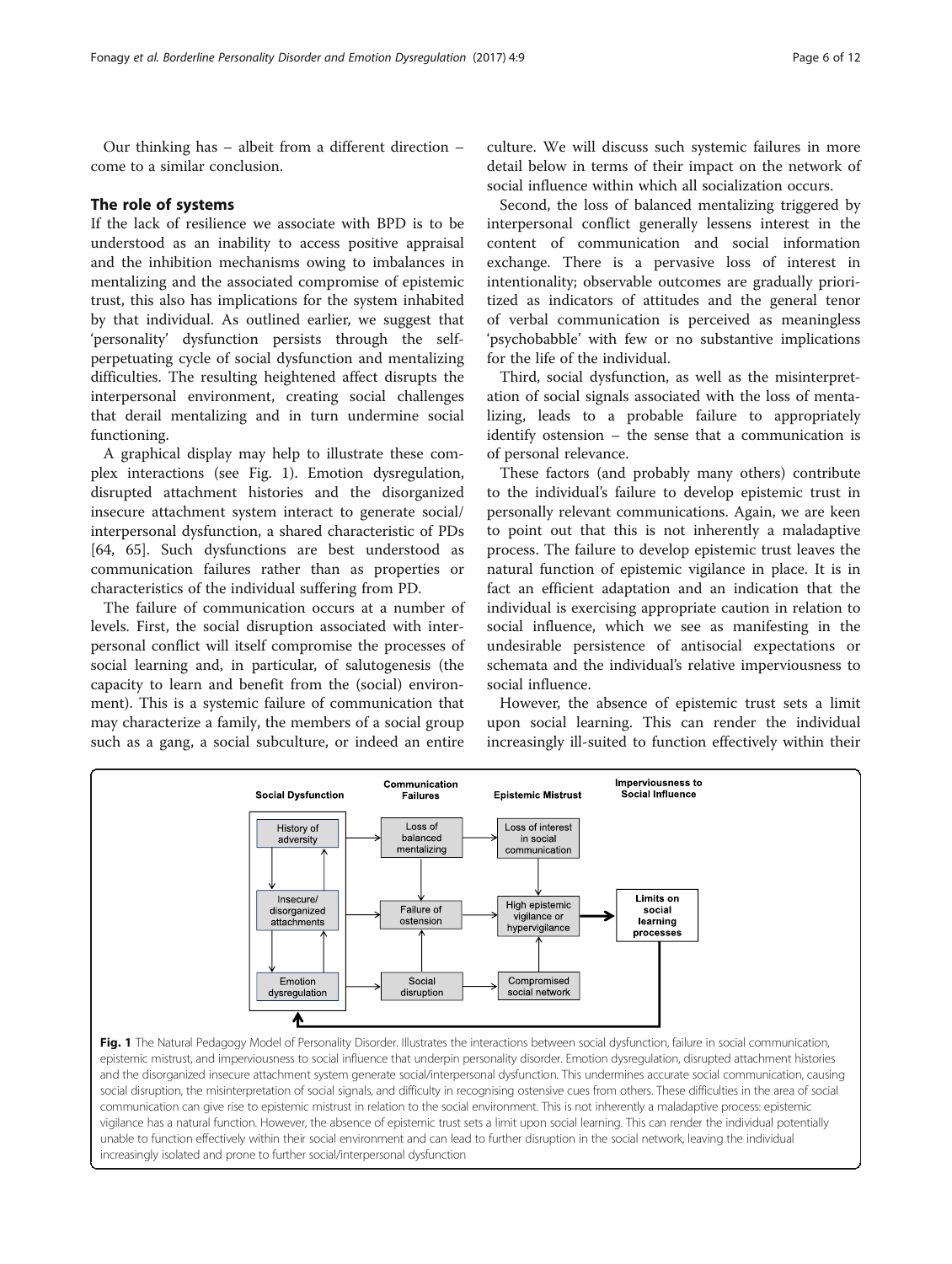Our thinking has – albeit from a different direction – come to a similar conclusion.

## The role of systems

If the lack of resilience we associate with BPD is to be understood as an inability to access positive appraisal and the inhibition mechanisms owing to imbalances in mentalizing and the associated compromise of epistemic trust, this also has implications for the system inhabited by that individual. As outlined earlier, we suggest that 'personality' dysfunction persists through the self-perpetuating cycle of social dysfunction and mentalizing difficulties. The resulting heightened affect disrupts the interpersonal environment, creating social challenges that derail mentalizing and in turn undermine social functioning.

A graphical display may help to illustrate these complex interactions (see Fig. 1). Emotion dysregulation, disrupted attachment histories and the disorganized insecure attachment system interact to generate social/interpersonal dysfunction, a shared characteristic of PDs [64, 65]. Such dysfunctions are best understood as communication failures rather than as properties or characteristics of the individual suffering from PD.

The failure of communication occurs at a number of levels. First, the social disruption associated with interpersonal conflict will itself compromise the processes of social learning and, in particular, of salutogenesis (the capacity to learn and benefit from the (social) environment). This is a systemic failure of communication that may characterize a family, the members of a social group such as a gang, a social subculture, or indeed an entire culture. We will discuss such systemic failures in more detail below in terms of their impact on the network of social influence within which all socialization occurs.

Second, the loss of balanced mentalizing triggered by interpersonal conflict generally lessens interest in the content of communication and social information exchange. There is a pervasive loss of interest in intentionality; observable outcomes are gradually prioritized as indicators of attitudes and the general tenor of verbal communication is perceived as meaningless 'psychobabble' with few or no substantive implications for the life of the individual.

Third, social dysfunction, as well as the misinterpretation of social signals associated with the loss of mentalizing, leads to a probable failure to appropriately identify ostension – the sense that a communication is of personal relevance.

These factors (and probably many others) contribute to the individual's failure to develop epistemic trust in personally relevant communications. Again, we are keen to point out that this is not inherently a maladaptive process. The failure to develop epistemic trust leaves the natural function of epistemic vigilance in place. It is in fact an efficient adaptation and an indication that the individual is exercising appropriate caution in relation to social influence, which we see as manifesting in the undesirable persistence of antisocial expectations or schemata and the individual's relative imperviousness to social influence.

However, the absence of epistemic trust sets a limit upon social learning. This can render the individual increasingly ill-suited to function effectively within their

Social Dysfunction
Communication Failures
Epistemic Mistrust
Imperviousness to Social Influence
History of adversity
Insecure/ disorganized attachments
Emotion dysregulation
Loss of balanced mentalizing
Failure of ostension
Social disruption
Loss of interest in social communication
High epistemic vigilance or hypervigilance
Compromised social network
Limits on social learning processes

**Fig. 1** The Natural Pedagogy Model of Personality Disorder. Illustrates the interactions between social dysfunction, failure in social communication, epistemic mistrust, and imperviousness to social influence that underpin personality disorder. Emotion dysregulation, disrupted attachment histories and the disorganized insecure attachment system generate social/interpersonal dysfunction. This undermines accurate social communication, causing social disruption, the misinterpretation of social signals, and difficulty in recognising ostensive cues from others. These difficulties in the area of social communication can give rise to epistemic mistrust in relation to the social environment. This is not inherently a maladaptive process: epistemic vigilance has a natural function. However, the absence of epistemic trust sets a limit upon social learning. This can render the individual potentially unable to function effectively within their social environment and can lead to further disruption in the social network, leaving the individual increasingly isolated and prone to further social/interpersonal dysfunction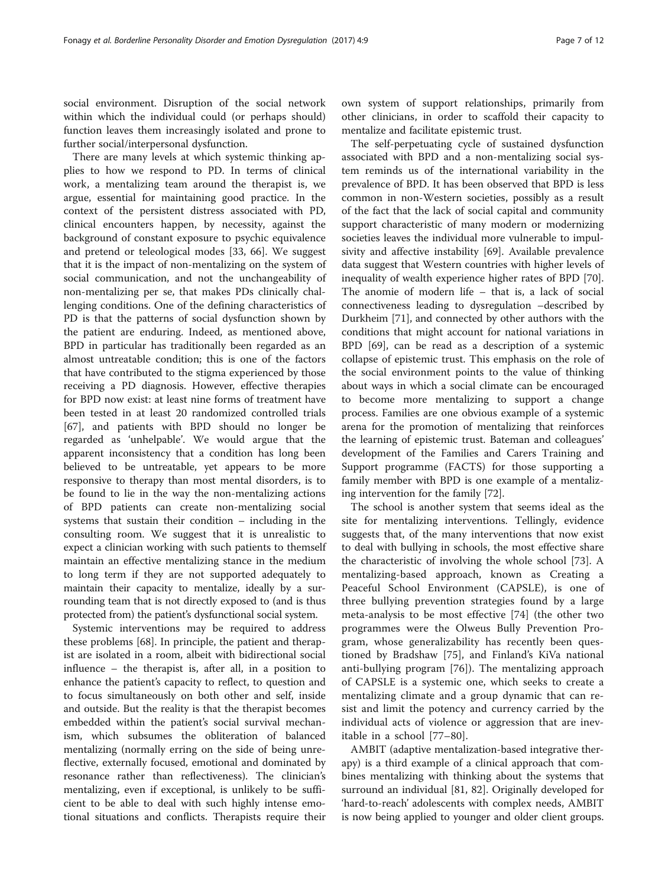social environment. Disruption of the social network within which the individual could (or perhaps should) function leaves them increasingly isolated and prone to further social/interpersonal dysfunction.

There are many levels at which systemic thinking applies to how we respond to PD. In terms of clinical work, a mentalizing team around the therapist is, we argue, essential for maintaining good practice. In the context of the persistent distress associated with PD, clinical encounters happen, by necessity, against the background of constant exposure to psychic equivalence and pretend or teleological modes [33, 66]. We suggest that it is the impact of non-mentalizing on the system of social communication, and not the unchangeability of non-mentalizing per se, that makes PDs clinically challenging conditions. One of the defining characteristics of PD is that the patterns of social dysfunction shown by the patient are enduring. Indeed, as mentioned above, BPD in particular has traditionally been regarded as an almost untreatable condition; this is one of the factors that have contributed to the stigma experienced by those receiving a PD diagnosis. However, effective therapies for BPD now exist: at least nine forms of treatment have been tested in at least 20 randomized controlled trials [67], and patients with BPD should no longer be regarded as 'unhelpable'. We would argue that the apparent inconsistency that a condition has long been believed to be untreatable, yet appears to be more responsive to therapy than most mental disorders, is to be found to lie in the way the non-mentalizing actions of BPD patients can create non-mentalizing social systems that sustain their condition – including in the consulting room. We suggest that it is unrealistic to expect a clinician working with such patients to themself maintain an effective mentalizing stance in the medium to long term if they are not supported adequately to maintain their capacity to mentalize, ideally by a surrounding team that is not directly exposed to (and is thus protected from) the patient's dysfunctional social system.

Systemic interventions may be required to address these problems [68]. In principle, the patient and therapist are isolated in a room, albeit with bidirectional social influence – the therapist is, after all, in a position to enhance the patient's capacity to reflect, to question and to focus simultaneously on both other and self, inside and outside. But the reality is that the therapist becomes embedded within the patient's social survival mechanism, which subsumes the obliteration of balanced mentalizing (normally erring on the side of being unreflective, externally focused, emotional and dominated by resonance rather than reflectiveness). The clinician's mentalizing, even if exceptional, is unlikely to be sufficient to be able to deal with such highly intense emotional situations and conflicts. Therapists require their own system of support relationships, primarily from other clinicians, in order to scaffold their capacity to mentalize and facilitate epistemic trust.

The self-perpetuating cycle of sustained dysfunction associated with BPD and a non-mentalizing social system reminds us of the international variability in the prevalence of BPD. It has been observed that BPD is less common in non-Western societies, possibly as a result of the fact that the lack of social capital and community support characteristic of many modern or modernizing societies leave the individual more vulnerable to impulsivity and affective instability [69]. Available prevalence data suggest that Western countries with higher levels of inequality of wealth experience higher rates of BPD [70]. The anomie of modern life – that is, a lack of social connectiveness leading to dysregulation –described by Durkheim [71], and connected by other authors with the conditions that might account for national variations in BPD [69], can be read as a description of a systemic collapse of epistemic trust. This emphasis on the role of the social environment points to the value of thinking about ways in which a social climate can be encouraged to become more mentalizing to support a change process. Families are one obvious example of a systemic arena for the promotion of mentalizing that reinforces the learning of epistemic trust. Bateman and colleagues' development of the Families and Carers Training and Support programme (FACTS) for those supporting a family member with BPD is one example of a mentalizing intervention for the family [72].

The school is another system that seems ideal as the site for mentalizing interventions. Tellingly, evidence suggests that, of the many interventions that now exist to deal with bullying in schools, the most effective share the characteristic of involving the whole school [73]. A mentalizing-based approach, known as Creating a Peaceful School Environment (CAPSLE), is one of three bullying prevention strategies found by a large meta-analysis to be most effective [74] (the other two programmes were the Olweus Bully Prevention Program, whose generalizability has recently been questioned by Bradshaw [75], and Finland's KiVa national anti-bullying program [76]). The mentalizing approach of CAPSLE is a systemic one, which seeks to create a mentalizing climate and a group dynamic that can resist and limit the potency and currency carried by the individual acts of violence or aggression that are inevitable in a school [77–80].

AMBIT (adaptive mentalization-based integrative therapy) is a third example of a clinical approach that combines mentalizing with thinking about the systems that surround an individual [81, 82]. Originally developed for 'hard-to-reach' adolescents with complex needs, AMBIT is now being applied to younger and older client groups.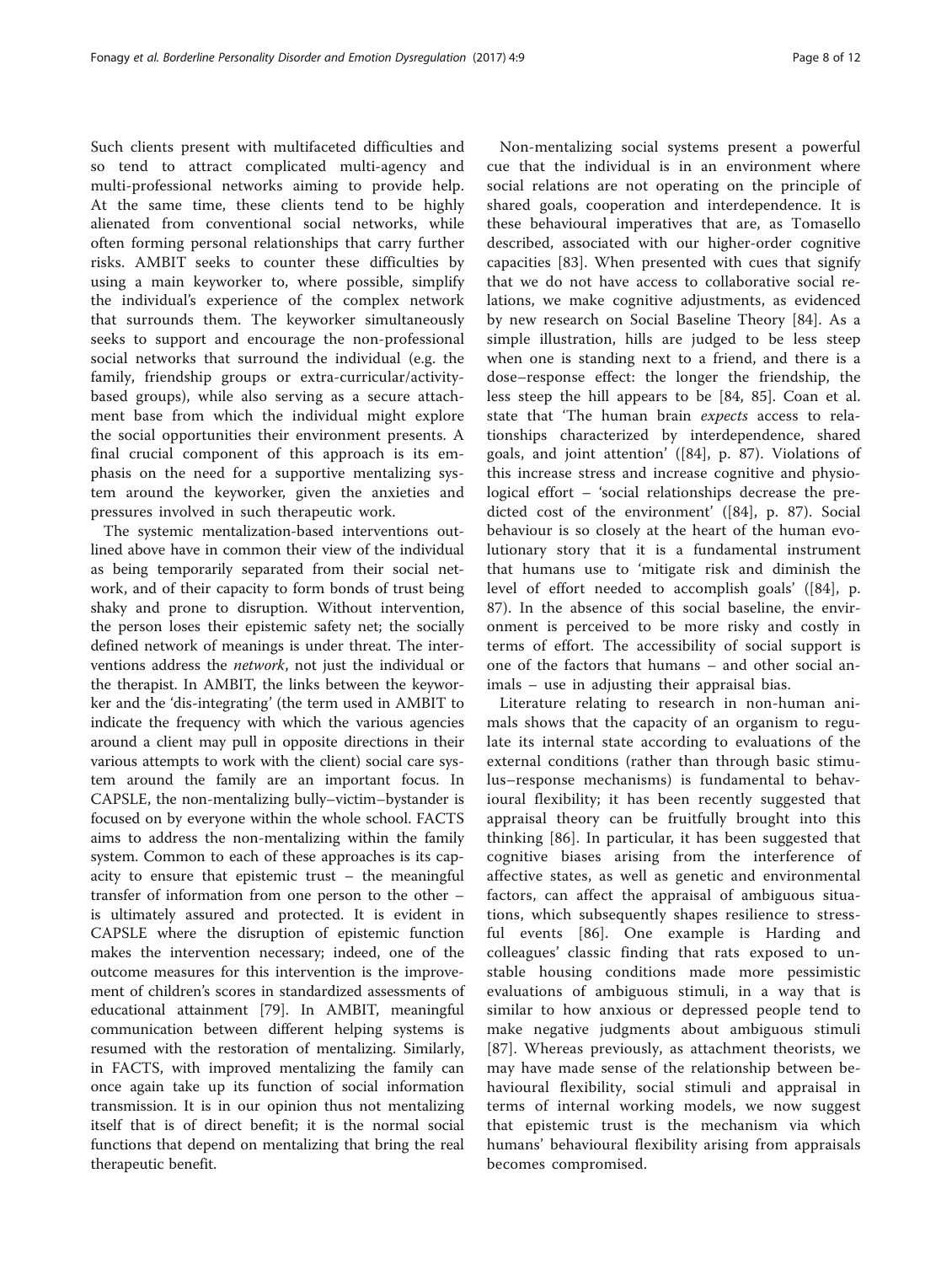Such clients present with multifaceted difficulties and so tend to attract complicated multi-agency and multi-professional networks aiming to provide help. At the same time, these clients tend to be highly alienated from conventional social networks, while often forming personal relationships that carry further risks. AMBIT seeks to counter these difficulties by using a main keyworker to, where possible, simplify the individual's experience of the complex network that surrounds them. The keyworker simultaneously seeks to support and encourage the non-professional social networks that surround the individual (e.g. the family, friendship groups or extra-curricular/activity-based groups), while also serving as a secure attachment base from which the individual might explore the social opportunities their environment presents. A final crucial component of this approach is its emphasis on the need for a supportive mentalizing system around the keyworker, given the anxieties and pressures involved in such therapeutic work.

The systemic mentalization-based interventions outlined above have in common their view of the individual as being temporarily separated from their social network, and of their capacity to form bonds of trust being shaky and prone to disruption. Without intervention, the person loses their epistemic safety net; the socially defined network of meanings is under threat. The interventions address the *network*, not just the individual or the therapist. In AMBIT, the links between the keyworker and the 'dis-integrating' (the term used in AMBIT to indicate the frequency with which the various agencies around a client may pull in opposite directions in their various attempts to work with the client) social care system around the family are an important focus. In CAPSLE, the non-mentalizing bully–victim–bystander is focused on by everyone within the whole school. FACTS aims to address the non-mentalizing within the family system. Common to each of these approaches is its capacity to ensure that epistemic trust – the meaningful transfer of information from one person to the other – is ultimately assured and protected. It is evident in CAPSLE where the disruption of epistemic function makes the intervention necessary; indeed, one of the outcome measures for this intervention is the improvement of children's scores in standardized assessments of educational attainment [79]. In AMBIT, meaningful communication between different helping systems is resumed with the restoration of mentalizing. Similarly, in FACTS, with improved mentalizing the family can once again take up its function of social information transmission. It is in our opinion thus not mentalizing itself that is of direct benefit; it is the normal social functions that depend on mentalizing that bring the real therapeutic benefit.

Non-mentalizing social systems present a powerful cue that the individual is in an environment where social relations are not operating on the principle of shared goals, cooperation and interdependence. It is these behavioural imperatives that are, as Tomasello described, associated with our higher-order cognitive capacities [83]. When presented with cues that signify that we do not have access to collaborative social relations, we make cognitive adjustments, as evidenced by new research on Social Baseline Theory [84]. As a simple illustration, hills are judged to be less steep when one is standing next to a friend, and there is a dose–response effect: the longer the friendship, the less steep the hill appears to be [84, 85]. Coan et al. state that 'The human brain *expects* access to relationships characterized by interdependence, shared goals, and joint attention' ([84], p. 87). Violations of this increase stress and increase cognitive and physiological effort – 'social relationships decrease the predicted cost of the environment' ([84], p. 87). Social behaviour is so closely at the heart of the human evolutionary story that it is a fundamental instrument that humans use to 'mitigate risk and diminish the level of effort needed to accomplish goals' ([84], p. 87). In the absence of this social baseline, the environment is perceived to be more risky and costly in terms of effort. The accessibility of social support is one of the factors that humans – and other social animals – use in adjusting their appraisal bias.

Literature relating to research in non-human animals shows that the capacity of an organism to regulate its internal state according to evaluations of the external conditions (rather than through basic stimulus–response mechanisms) is fundamental to behavioural flexibility; it has been recently suggested that appraisal theory can be fruitfully brought into this thinking [86]. In particular, it has been suggested that cognitive biases arising from the interference of affective states, as well as genetic and environmental factors, can affect the appraisal of ambiguous situations, which subsequently shapes resilience to stressful events [86]. One example is Harding and colleagues' classic finding that rats exposed to unstable housing conditions made more pessimistic evaluations of ambiguous stimuli, in a way that is similar to how anxious or depressed people tend to make negative judgments about ambiguous stimuli [87]. Whereas previously, as attachment theorists, we may have made sense of the relationship between behavioural flexibility, social stimuli and appraisal in terms of internal working models, we now suggest that epistemic trust is the mechanism via which humans' behavioural flexibility arising from appraisals becomes compromised.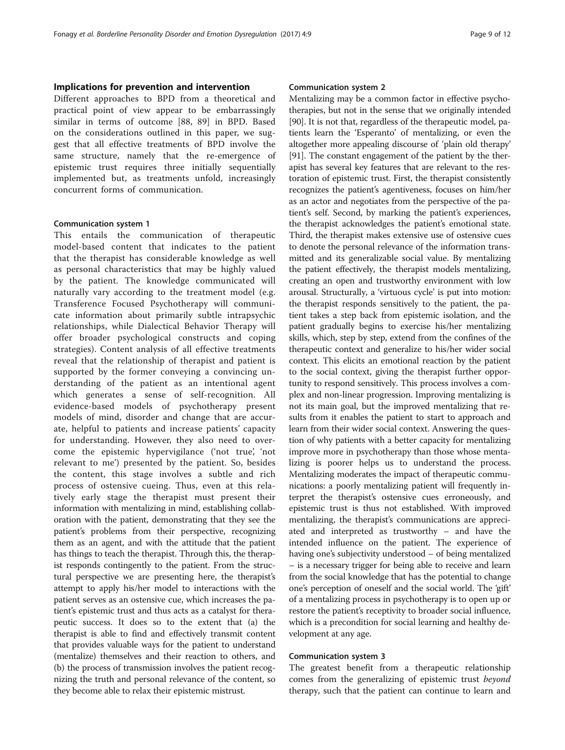## Implications for prevention and intervention

Different approaches to BPD from a theoretical and practical point of view appear to be embarrassingly similar in terms of outcome [88, 89] in BPD. Based on the considerations outlined in this paper, we suggest that all effective treatments of BPD involve the same structure, namely that the re-emergence of epistemic trust requires three initially sequentially implemented but, as treatments unfold, increasingly concurrent forms of communication.

### Communication system 1

This entails the communication of therapeutic model-based content that indicates to the patient that the therapist has considerable knowledge as well as personal characteristics that may be highly valued by the patient. The knowledge communicated will naturally vary according to the treatment model (e.g. Transference Focused Psychotherapy will communicate information about primarily subtle intrapsychic relationships, while Dialectical Behavior Therapy will offer broader psychological constructs and coping strategies). Content analysis of all effective treatments reveal that the relationship of therapist and patient is supported by the former conveying a convincing understanding of the patient as an intentional agent which generates a sense of self-recognition. All evidence-based models of psychotherapy present models of mind, disorder and change that are accurate, helpful to patients and increase patients' capacity for understanding. However, they also need to overcome the epistemic hypervigilance ('not true', 'not relevant to me') presented by the patient. So, besides the content, this stage involves a subtle and rich process of ostensive cueing. Thus, even at this relatively early stage the therapist must present their information with mentalizing in mind, establishing collaboration with the patient, demonstrating that they see the patient's problems from their perspective, recognizing them as an agent, and with the attitude that the patient has things to teach the therapist. Through this, the therapist responds contingently to the patient. From the structural perspective we are presenting here, the therapist's attempt to apply his/her model to interactions with the patient serves as an ostensive cue, which increases the patient's epistemic trust and thus acts as a catalyst for therapeutic success. It does so to the extent that (a) the therapist is able to find and effectively transmit content that provides valuable ways for the patient to understand (mentalize) themselves and their reaction to others, and (b) the process of transmission involves the patient recognizing the truth and personal relevance of the content, so they become able to relax their epistemic mistrust.

### Communication system 2

Mentalizing may be a common factor in effective psychotherapies, but not in the sense that we originally intended [90]. It is not that, regardless of the therapeutic model, patients learn the 'Esperanto' of mentalizing, or even the altogether more appealing discourse of 'plain old therapy' [91]. The constant engagement of the patient by the therapist has several key features that are relevant to the restoration of epistemic trust. First, the therapist consistently recognizes the patient's agentiveness, focuses on him/her as an actor and negotiates from the perspective of the patient's self. Second, by marking the patient's experiences, the therapist acknowledges the patient's emotional state. Third, the therapist makes extensive use of ostensive cues to denote the personal relevance of the information transmitted and its generalizable social value. By mentalizing the patient effectively, the therapist models mentalizing, creating an open and trustworthy environment with low arousal. Structurally, a 'virtuous cycle' is put into motion: the therapist responds sensitively to the patient, the patient takes a step back from epistemic isolation, and the patient gradually begins to exercise his/her mentalizing skills, which, step by step, extend from the confines of the therapeutic context and generalize to his/her wider social context. This elicits an emotional reaction by the patient to the social context, giving the therapist further opportunity to respond sensitively. This process involves a complex and non-linear progression. Improving mentalizing is not its main goal, but the improved mentalizing that results from it enables the patient to start to approach and learn from their wider social context. Answering the question of why patients with a better capacity for mentalizing improve more in psychotherapy than those whose mentalizing is poorer helps us to understand the process. Mentalizing moderates the impact of therapeutic communications: a poorly mentalizing patient will frequently interpret the therapist's ostensive cues erroneously, and epistemic trust is thus not established. With improved mentalizing, the therapist's communications are appreciated and interpreted as trustworthy – and have the intended influence on the patient. The experience of having one's subjectivity understood – of being mentalized – is a necessary trigger for being able to receive and learn from the social knowledge that has the potential to change one's perception of oneself and the social world. The 'gift' of a mentalizing process in psychotherapy is to open up or restore the patient's receptivity to broader social influence, which is a precondition for social learning and healthy development at any age.

### Communication system 3

The greatest benefit from a therapeutic relationship comes from the generalizing of epistemic trust *beyond* therapy, such that the patient can continue to learn and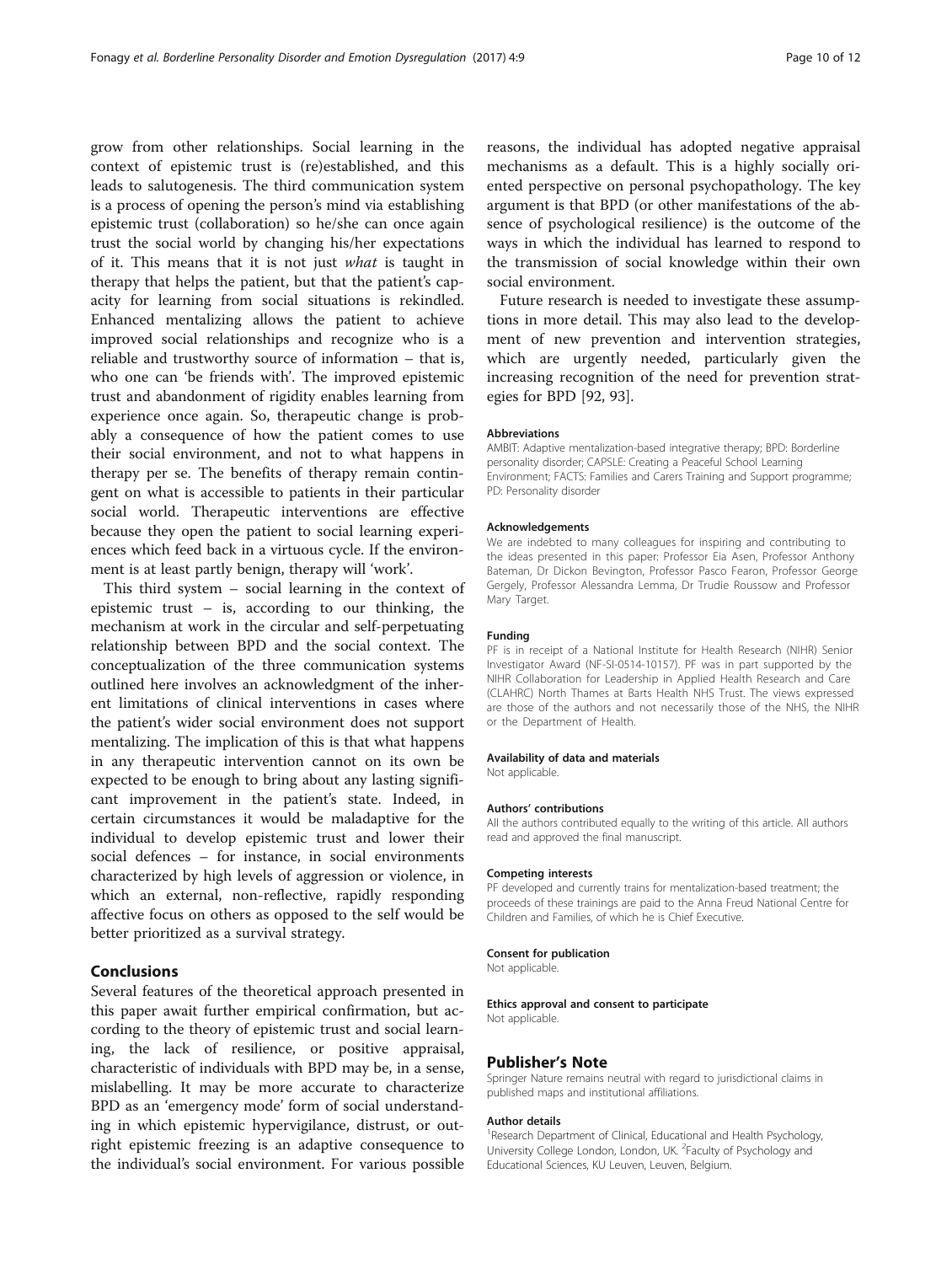grow from other relationships. Social learning in the context of epistemic trust is (re)established, and this leads to salutogenesis. The third communication system is a process of opening the person's mind via establishing epistemic trust (collaboration) so he/she can once again trust the social world by changing his/her expectations of it. This means that it is not just *what* is taught in therapy that helps the patient, but that the patient's capacity for learning from social situations is rekindled. Enhanced mentalizing allows the patient to achieve improved social relationships and recognize who is a reliable and trustworthy source of information – that is, who one can 'be friends with'. The improved epistemic trust and abandonment of rigidity enables learning from experience once again. So, therapeutic change is probably a consequence of how the patient comes to use their social environment, and not to what happens in therapy per se. The benefits of therapy remain contingent on what is accessible to patients in their particular social world. Therapeutic interventions are effective because they open the patient to social learning experiences which feed back in a virtuous cycle. If the environment is at least partly benign, therapy will 'work'.

This third system – social learning in the context of epistemic trust – is, according to our thinking, the mechanism at work in the circular and self-perpetuating relationship between BPD and the social context. The conceptualization of the three communication systems outlined here involves an acknowledgment of the inherent limitations of clinical interventions in cases where the patient's wider social environment does not support mentalizing. The implication of this is that what happens in any therapeutic intervention cannot on its own be expected to be enough to bring about any lasting significant improvement in the patient's state. Indeed, in certain circumstances it would be maladaptive for the individual to develop epistemic trust and lower their social defences – for instance, in social environments characterized by high levels of aggression or violence, in which an external, non-reflective, rapidly responding affective focus on others as opposed to the self would be better prioritized as a survival strategy.

## Conclusions

Several features of the theoretical approach presented in this paper await further empirical confirmation, but according to the theory of epistemic trust and social learning, the lack of resilience, or positive appraisal, characteristic of individuals with BPD may be, in a sense, mislabelling. It may be more accurate to characterize BPD as an 'emergency mode' form of social understanding in which epistemic hypervigilance, distrust, or outright epistemic freezing is an adaptive consequence to the individual's social environment. For various possible reasons, the individual has adopted negative appraisal mechanisms as a default. This is a highly socially oriented perspective on personal psychopathology. The key argument is that BPD (or other manifestations of the absence of psychological resilience) is the outcome of the ways in which the individual has learned to respond to the transmission of social knowledge within their own social environment.

Future research is needed to investigate these assumptions in more detail. This may also lead to the development of new prevention and intervention strategies, which are urgently needed, particularly given the increasing recognition of the need for prevention strategies for BPD [92, 93].

#### Abbreviations

AMBIT: Adaptive mentalization-based integrative therapy; BPD: Borderline personality disorder; CAPSLE: Creating a Peaceful School Learning Environment; FACTS: Families and Carers Training and Support programme; PD: Personality disorder

#### Acknowledgements

We are indebted to many colleagues for inspiring and contributing to the ideas presented in this paper: Professor Eia Asen, Professor Anthony Bateman, Dr Dickon Bevington, Professor Pasco Fearon, Professor George Gergely, Professor Alessandra Lemma, Dr Trudie Roussow and Professor Mary Target.

#### Funding

PF is in receipt of a National Institute for Health Research (NIHR) Senior Investigator Award (NF-SI-0514-10157). PF was in part supported by the NIHR Collaboration for Leadership in Applied Health Research and Care (CLAHRC) North Thames at Barts Health NHS Trust. The views expressed are those of the authors and not necessarily those of the NHS, the NIHR or the Department of Health.

#### Availability of data and materials

Not applicable.

#### Authors' contributions

All the authors contributed equally to the writing of this article. All authors read and approved the final manuscript.

#### Competing interests

PF developed and currently trains for mentalization-based treatment; the proceeds of these trainings are paid to the Anna Freud National Centre for Children and Families, of which he is Chief Executive.

#### Consent for publication

Not applicable.

#### Ethics approval and consent to participate

Not applicable.

## Publisher's Note

Springer Nature remains neutral with regard to jurisdictional claims in published maps and institutional affiliations.

#### Author details

[1]Research Department of Clinical, Educational and Health Psychology, University College London, London, UK. [2]Faculty of Psychology and Educational Sciences, KU Leuven, Leuven, Belgium.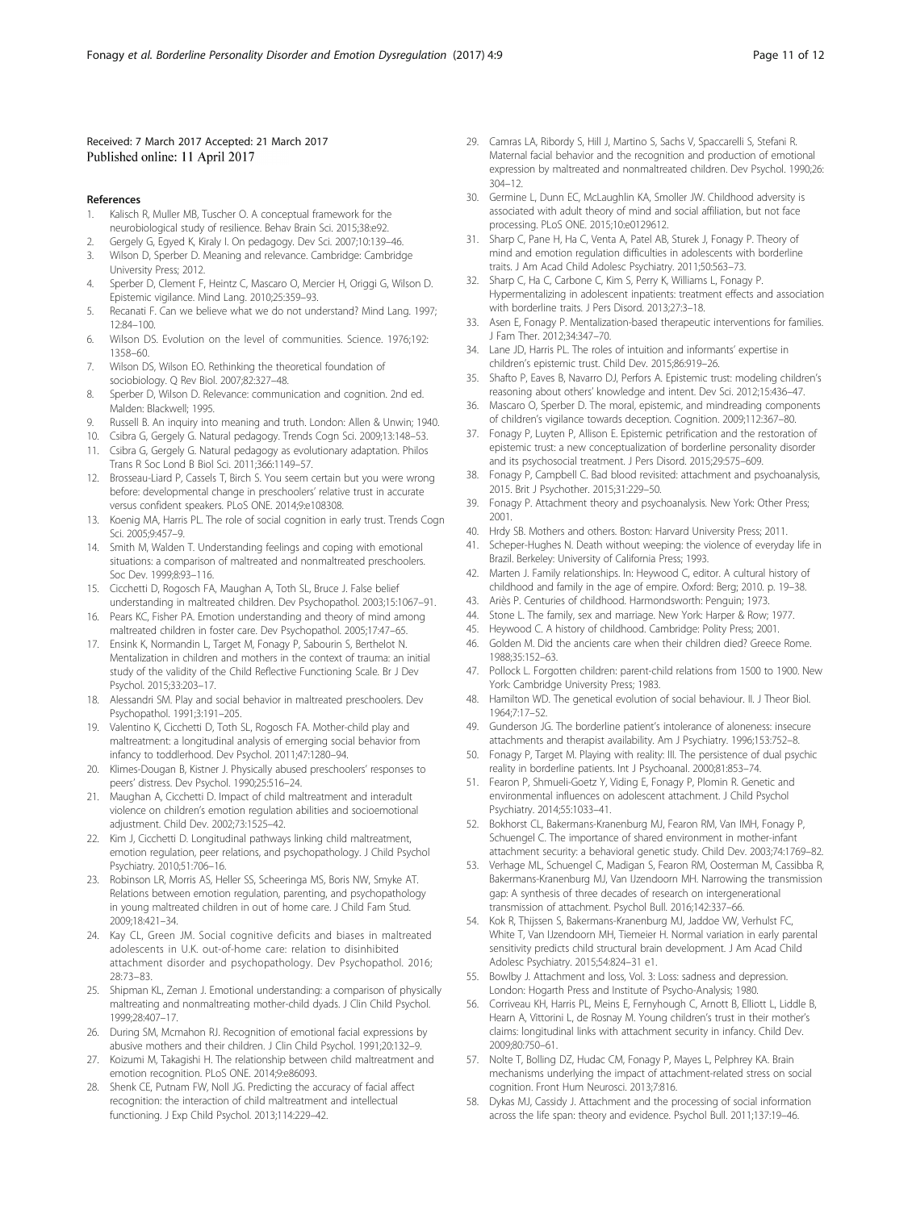Received: 7 March 2017 Accepted: 21 March 2017
Published online: 11 April 2017

## References

1. Kalisch R, Muller MB, Tuscher O. A conceptual framework for the neurobiological study of resilience. Behav Brain Sci. 2015;38:e92.
2. Gergely G, Egyed K, Kiraly I. On pedagogy. Dev Sci. 2007;10:139–46.
3. Wilson D, Sperber D. Meaning and relevance. Cambridge: Cambridge University Press; 2012.
4. Sperber D, Clement F, Heintz C, Mascaro O, Mercier H, Origgi G, Wilson D. Epistemic vigilance. Mind Lang. 2010;25:359–93.
5. Recanati F. Can we believe what we do not understand? Mind Lang. 1997;12:84–100.
6. Wilson DS. Evolution on the level of communities. Science. 1976;192:1358–60.
7. Wilson DS, Wilson EO. Rethinking the theoretical foundation of sociobiology. Q Rev Biol. 2007;82:327–48.
8. Sperber D, Wilson D. Relevance: communication and cognition. 2nd ed. Malden: Blackwell; 1995.
9. Russell B. An inquiry into meaning and truth. London: Allen & Unwin; 1940.
10. Csibra G, Gergely G. Natural pedagogy. Trends Cogn Sci. 2009;13:148–53.
11. Csibra G, Gergely G. Natural pedagogy as evolutionary adaptation. Philos Trans R Soc Lond B Biol Sci. 2011;366:1149–57.
12. Brosseau-Liard P, Cassels T, Birch S. You seem certain but you were wrong before: developmental change in preschoolers' relative trust in accurate versus confident speakers. PLoS ONE. 2014;9:e108308.
13. Koenig MA, Harris PL. The role of social cognition in early trust. Trends Cogn Sci. 2005;9:457–9.
14. Smith M, Walden T. Understanding feelings and coping with emotional situations: a comparison of maltreated and nonmaltreated preschoolers. Soc Dev. 1999;8:93–116.
15. Cicchetti D, Rogosch FA, Maughan A, Toth SL, Bruce J. False belief understanding in maltreated children. Dev Psychopathol. 2003;15:1067–91.
16. Pears KC, Fisher PA. Emotion understanding and theory of mind among maltreated children in foster care. Dev Psychopathol. 2005;17:47–65.
17. Ensink K, Normandin L, Target M, Fonagy P, Sabourin S, Berthelot N. Mentalization in children and mothers in the context of trauma: an initial study of the validity of the Child Reflective Functioning Scale. Br J Dev Psychol. 2015;33:203–17.
18. Alessandri SM. Play and social behavior in maltreated preschoolers. Dev Psychopathol. 1991;3:191–205.
19. Valentino K, Cicchetti D, Toth SL, Rogosch FA. Mother-child play and maltreatment: a longitudinal analysis of emerging social behavior from infancy to toddlerhood. Dev Psychol. 2011;47:1280–94.
20. Klimes-Dougan B, Kistner J. Physically abused preschoolers' responses to peers' distress. Dev Psychol. 1990;25:516–24.
21. Maughan A, Cicchetti D. Impact of child maltreatment and interadult violence on children's emotion regulation abilities and socioemotional adjustment. Child Dev. 2002;73:1525–42.
22. Kim J, Cicchetti D. Longitudinal pathways linking child maltreatment, emotion regulation, peer relations, and psychopathology. J Child Psychol Psychiatry. 2010;51:706–16.
23. Robinson LR, Morris AS, Heller SS, Scheeringa MS, Boris NW, Smyke AT. Relations between emotion regulation, parenting, and psychopathology in young maltreated children in out of home care. J Child Fam Stud. 2009;18:421–34.
24. Kay CL, Green JM. Social cognitive deficits and biases in maltreated adolescents in U.K. out-of-home care: relation to disinhibited attachment disorder and psychopathology. Dev Psychopathol. 2016;28:73–83.
25. Shipman KL, Zeman J. Emotional understanding: a comparison of physically maltreating and nonmaltreating mother-child dyads. J Clin Child Psychol. 1999;28:407–17.
26. During SM, Mcmahon RJ. Recognition of emotional facial expressions by abusive mothers and their children. J Clin Child Psychol. 1991;20:132–9.
27. Koizumi M, Takagishi H. The relationship between child maltreatment and emotion recognition. PLoS ONE. 2014;9:e86093.
28. Shenk CE, Putnam FW, Noll JG. Predicting the accuracy of facial affect recognition: the interaction of child maltreatment and intellectual functioning. J Exp Child Psychol. 2013;114:229–42.
29. Camras LA, Ribordy S, Hill J, Martino S, Sachs V, Spaccarelli S, Stefani R. Maternal facial behavior and the recognition and production of emotional expression by maltreated and nonmaltreated children. Dev Psychol. 1990;26:304–12.
30. Germine L, Dunn EC, McLaughlin KA, Smoller JW. Childhood adversity is associated with adult theory of mind and social affiliation, but not face processing. PLoS ONE. 2015;10:e0129612.
31. Sharp C, Pane H, Ha C, Venta A, Patel AB, Sturek J, Fonagy P. Theory of mind and emotion regulation difficulties in adolescents with borderline traits. J Am Acad Child Adolesc Psychiatry. 2011;50:563–73.
32. Sharp C, Ha C, Carbone C, Kim S, Perry K, Williams L, Fonagy P. Hypermentalizing in adolescent inpatients: treatment effects and association with borderline traits. J Pers Disord. 2013;27:3–18.
33. Asen E, Fonagy P. Mentalization-based therapeutic interventions for families. J Fam Ther. 2012;34:347–70.
34. Lane JD, Harris PL. The roles of intuition and informants' expertise in children's epistemic trust. Child Dev. 2015;86:919–26.
35. Shafto P, Eaves B, Navarro DJ, Perfors A. Epistemic trust: modeling children's reasoning about others' knowledge and intent. Dev Sci. 2012;15:436–47.
36. Mascaro O, Sperber D. The moral, epistemic, and mindreading components of children's vigilance towards deception. Cognition. 2009;112:367–80.
37. Fonagy P, Luyten P, Allison E. Epistemic petrification and the restoration of epistemic trust: a new conceptualization of borderline personality disorder and its psychosocial treatment. J Pers Disord. 2015;29:575–609.
38. Fonagy P, Campbell C. Bad blood revisited: attachment and psychoanalysis, 2015. Brit J Psychother. 2015;31:229–50.
39. Fonagy P. Attachment theory and psychoanalysis. New York: Other Press; 2001.
40. Hrdy SB. Mothers and others. Boston: Harvard University Press; 2011.
41. Scheper-Hughes N. Death without weeping: the violence of everyday life in Brazil. Berkeley: University of California Press; 1993.
42. Marten J. Family relationships. In: Heywood C, editor. A cultural history of childhood and family in the age of empire. Oxford: Berg; 2010. p. 19–38.
43. Ariès P. Centuries of childhood. Harmondsworth: Penguin; 1973.
44. Stone L. The family, sex and marriage. New York: Harper & Row; 1977.
45. Heywood C. A history of childhood. Cambridge: Polity Press; 2001.
46. Golden M. Did the ancients care when their children died? Greece Rome. 1988;35:152–63.
47. Pollock L. Forgotten children: parent-child relations from 1500 to 1900. New York: Cambridge University Press; 1983.
48. Hamilton WD. The genetical evolution of social behaviour. II. J Theor Biol. 1964;7:17–52.
49. Gunderson JG. The borderline patient's intolerance of aloneness: insecure attachments and therapist availability. Am J Psychiatry. 1996;153:752–8.
50. Fonagy P, Target M. Playing with reality: III. The persistence of dual psychic reality in borderline patients. Int J Psychoanal. 2000;81:853–74.
51. Fearon P, Shmueli-Goetz Y, Viding E, Fonagy P, Plomin R. Genetic and environmental influences on adolescent attachment. J Child Psychol Psychiatry. 2014;55:1033–41.
52. Bokhorst CL, Bakermans-Kranenburg MJ, Fearon RM, Van IMH, Fonagy P, Schuengel C. The importance of shared environment in mother-infant attachment security: a behavioral genetic study. Child Dev. 2003;74:1769–82.
53. Verhage ML, Schuengel C, Madigan S, Fearon RM, Oosterman M, Cassibba R, Bakermans-Kranenburg MJ, Van IJzendoorn MH. Narrowing the transmission gap: A synthesis of three decades of research on intergenerational transmission of attachment. Psychol Bull. 2016;142:337–66.
54. Kok R, Thijssen S, Bakermans-Kranenburg MJ, Jaddoe VW, Verhulst FC, White T, Van IJzendoorn MH, Tiemeier H. Normal variation in early parental sensitivity predicts child structural brain development. J Am Acad Child Adolesc Psychiatry. 2015;54:824–31 e1.
55. Bowlby J. Attachment and loss, Vol. 3: Loss: sadness and depression. London: Hogarth Press and Institute of Psycho-Analysis; 1980.
56. Corriveau KH, Harris PL, Meins E, Fernyhough C, Arnott B, Elliott L, Liddle B, Hearn A, Vittorini L, de Rosnay M. Young children's trust in their mother's claims: longitudinal links with attachment security in infancy. Child Dev. 2009;80:750–61.
57. Nolte T, Bolling DZ, Hudac CM, Fonagy P, Mayes L, Pelphrey KA. Brain mechanisms underlying the impact of attachment-related stress on social cognition. Front Hum Neurosci. 2013;7:816.
58. Dykas MJ, Cassidy J. Attachment and the processing of social information across the life span: theory and evidence. Psychol Bull. 2011;137:19–46.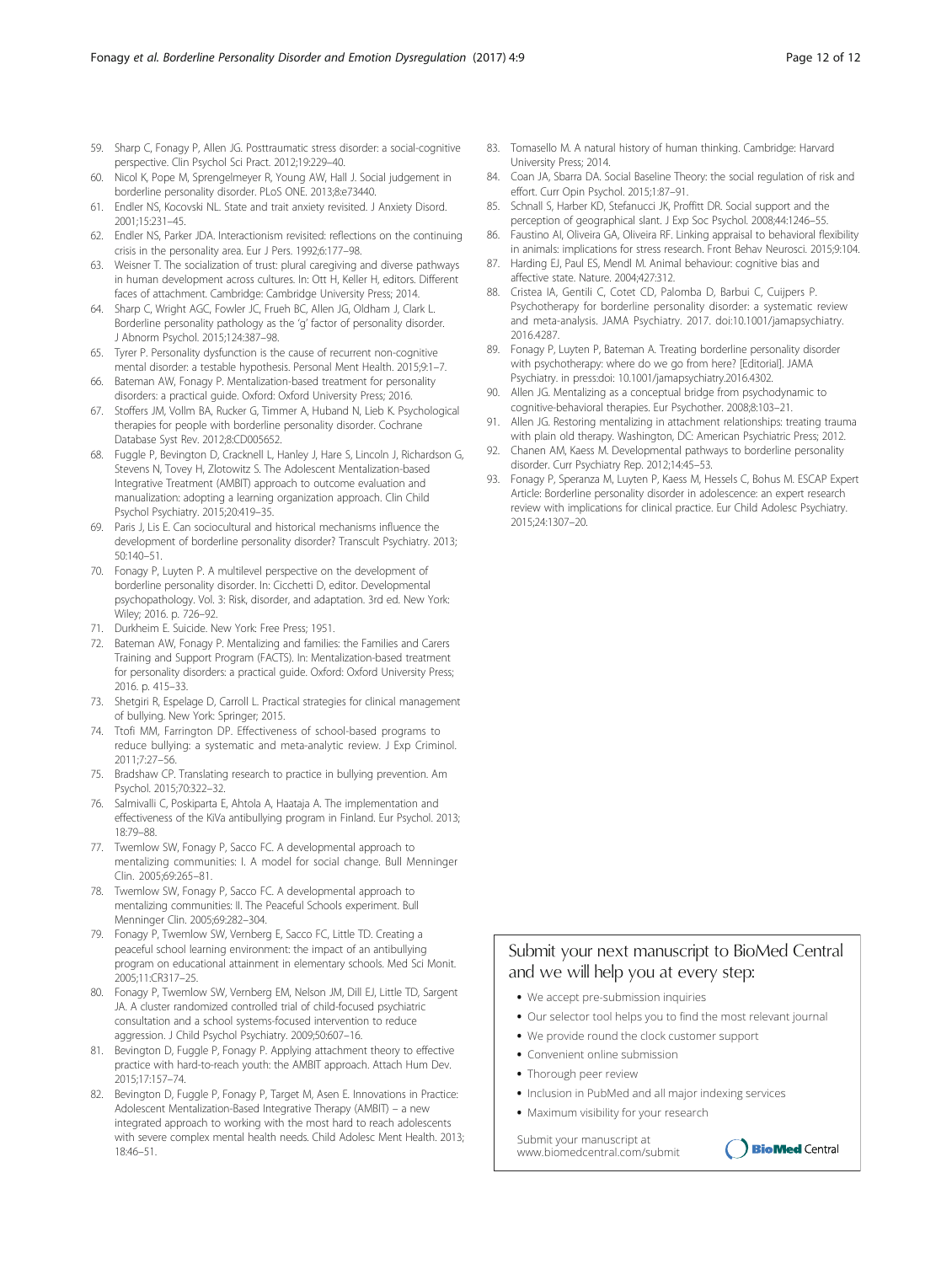59. Sharp C, Fonagy P, Allen JG. Posttraumatic stress disorder: a social-cognitive perspective. Clin Psychol Sci Pract. 2012;19:229–40.
60. Nicol K, Pope M, Sprengelmeyer R, Young AW, Hall J. Social judgement in borderline personality disorder. PLoS ONE. 2013;8:e73440.
61. Endler NS, Kocovski NL. State and trait anxiety revisited. J Anxiety Disord. 2001;15:231–45.
62. Endler NS, Parker JDA. Interactionism revisited: reflections on the continuing crisis in the personality area. Eur J Pers. 1992;6:177–98.
63. Weisner T. The socialization of trust: plural caregiving and diverse pathways in human development across cultures. In: Ott H, Keller H, editors. Different faces of attachment. Cambridge: Cambridge University Press; 2014.
64. Sharp C, Wright AGC, Fowler JC, Frueh BC, Allen JG, Oldham J, Clark L. Borderline personality pathology as the 'g' factor of personality disorder. J Abnorm Psychol. 2015;124:387–98.
65. Tyrer P. Personality dysfunction is the cause of recurrent non-cognitive mental disorder: a testable hypothesis. Personal Ment Health. 2015;9:1–7.
66. Bateman AW, Fonagy P. Mentalization-based treatment for personality disorders: a practical guide. Oxford: Oxford University Press; 2016.
67. Stoffers JM, Vollm BA, Rucker G, Timmer A, Huband N, Lieb K. Psychological therapies for people with borderline personality disorder. Cochrane Database Syst Rev. 2012;8:CD005652.
68. Fuggle P, Bevington D, Cracknell L, Hanley J, Hare S, Lincoln J, Richardson G, Stevens N, Tovey H, Zlotowitz S. The Adolescent Mentalization-based Integrative Treatment (AMBIT) approach to outcome evaluation and manualization: adopting a learning organization approach. Clin Child Psychol Psychiatry. 2015;20:419–35.
69. Paris J, Lis E. Can sociocultural and historical mechanisms influence the development of borderline personality disorder? Transcult Psychiatry. 2013; 50:140–51.
70. Fonagy P, Luyten P. A multilevel perspective on the development of borderline personality disorder. In: Cicchetti D, editor. Developmental psychopathology. Vol. 3: Risk, disorder, and adaptation. 3rd ed. New York: Wiley; 2016. p. 726–92.
71. Durkheim E. Suicide. New York: Free Press; 1951.
72. Bateman AW, Fonagy P. Mentalizing and families: the Families and Carers Training and Support Program (FACTS). In: Mentalization-based treatment for personality disorders: a practical guide. Oxford: Oxford University Press; 2016. p. 415–33.
73. Shetgiri R, Espelage D, Carroll L. Practical strategies for clinical management of bullying. New York: Springer; 2015.
74. Ttofi MM, Farrington DP. Effectiveness of school-based programs to reduce bullying: a systematic and meta-analytic review. J Exp Criminol. 2011;7:27–56.
75. Bradshaw CP. Translating research to practice in bullying prevention. Am Psychol. 2015;70:322–32.
76. Salmivalli C, Poskiparta E, Ahtola A, Haataja A. The implementation and effectiveness of the KiVa antibullying program in Finland. Eur Psychol. 2013; 18:79–88.
77. Twemlow SW, Fonagy P, Sacco FC. A developmental approach to mentalizing communities: I. A model for social change. Bull Menninger Clin. 2005;69:265–81.
78. Twemlow SW, Fonagy P, Sacco FC. A developmental approach to mentalizing communities: II. The Peaceful Schools experiment. Bull Menninger Clin. 2005;69:282–304.
79. Fonagy P, Twemlow SW, Vernberg E, Sacco FC, Little TD. Creating a peaceful school learning environment: the impact of an antibullying program on educational attainment in elementary schools. Med Sci Monit. 2005;11:CR317–25.
80. Fonagy P, Twemlow SW, Vernberg EM, Nelson JM, Dill EJ, Little TD, Sargent JA. A cluster randomized controlled trial of child-focused psychiatric consultation and a school systems-focused intervention to reduce aggression. J Child Psychol Psychiatry. 2009;50:607–16.
81. Bevington D, Fuggle P, Fonagy P. Applying attachment theory to effective practice with hard-to-reach youth: the AMBIT approach. Attach Hum Dev. 2015;17:157–74.
82. Bevington D, Fuggle P, Fonagy P, Target M, Asen E. Innovations in Practice: Adolescent Mentalization-Based Integrative Therapy (AMBIT) – a new integrated approach to working with the most hard to reach adolescents with severe complex mental health needs. Child Adolesc Ment Health. 2013; 18:46–51.
83. Tomasello M. A natural history of human thinking. Cambridge: Harvard University Press; 2014.
84. Coan JA, Sbarra DA. Social Baseline Theory: the social regulation of risk and effort. Curr Opin Psychol. 2015;1:87–91.
85. Schnall S, Harber KD, Stefanucci JK, Proffitt DR. Social support and the perception of geographical slant. J Exp Soc Psychol. 2008;44:1246–55.
86. Faustino AI, Oliveira GA, Oliveira RF. Linking appraisal to behavioral flexibility in animals: implications for stress research. Front Behav Neurosci. 2015;9:104.
87. Harding EJ, Paul ES, Mendl M. Animal behaviour: cognitive bias and affective state. Nature. 2004;427:312.
88. Cristea IA, Gentili C, Cotet CD, Palomba D, Barbui C, Cuijpers P. Psychotherapy for borderline personality disorder: a systematic review and meta-analysis. JAMA Psychiatry. 2017. doi:10.1001/jamapsychiatry.2016.4287.
89. Fonagy P, Luyten P, Bateman A. Treating borderline personality disorder with psychotherapy: where do we go from here? [Editorial]. JAMA Psychiatry. in press:doi: 10.1001/jamapsychiatry.2016.4302.
90. Allen JG. Mentalizing as a conceptual bridge from psychodynamic to cognitive-behavioral therapies. Eur Psychother. 2008;8:103–21.
91. Allen JG. Restoring mentalizing in attachment relationships: treating trauma with plain old therapy. Washington, DC: American Psychiatric Press; 2012.
92. Chanen AM, Kaess M. Developmental pathways to borderline personality disorder. Curr Psychiatry Rep. 2012;14:45–53.
93. Fonagy P, Speranza M, Luyten P, Kaess M, Hessels C, Bohus M. ESCAP Expert Article: Borderline personality disorder in adolescence: an expert research review with implications for clinical practice. Eur Child Adolesc Psychiatry. 2015;24:1307–20.